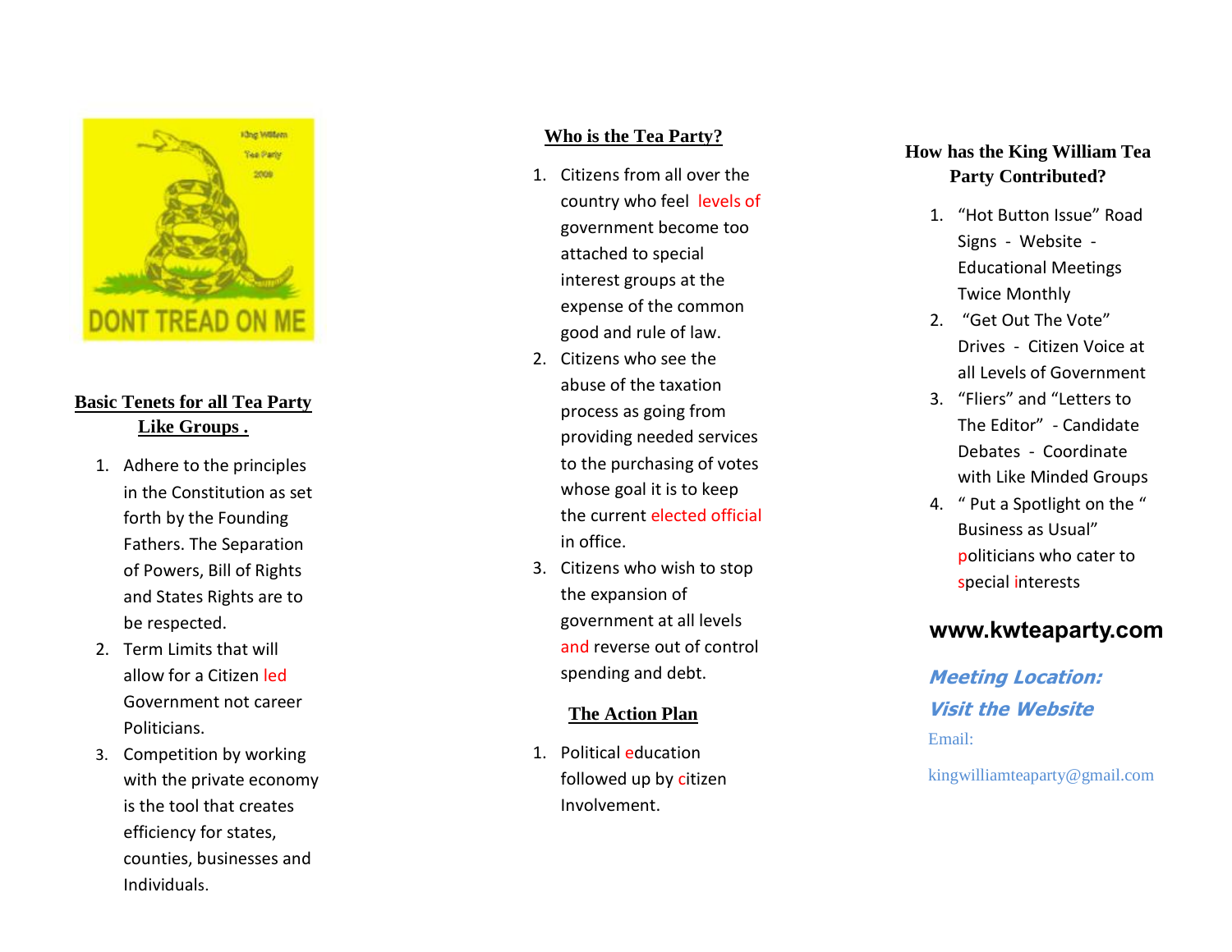## Basic Tenets for all Tea Party Like Groups .

1. Adhere to the principles in the Constitution as set forth by the Founding Fathers. The Separation of Powers, Bill of Rights and States Rights are to be respected.
2. Term Limits that will allow for a Citizen led Government not career Politicians.
3. Competition by working with the private economy is the tool that creates efficiency for states, counties, businesses and Individuals.

## Who is the Tea Party?

1. Citizens from all over the country who feel levels of government become too attached to special interest groups at the expense of the common good and rule of law.
2. Citizens who see the abuse of the taxation process as going from providing needed services to the purchasing of votes whose goal it is to keep the current elected official in office.
3. Citizens who wish to stop the expansion of government at all levels and reverse out of control spending and debt.

## The Action Plan

1. Political education followed by citizen Involvement.

## How has the King William Tea Party Contributed?

1. "Hot Button Issue" Road Signs - Website - Educational Meetings Twice Monthly
2. "Get Out The Vote" Drives - Citizen Voice at all Levels of Government
3. "Fliers" and "Letters to The Editor" - Candidate Debates - Coordinate with Like Minded Groups
4. " Put a Spotlight on the " Business as Usual" politicians who cater to special interests

**www.kwteaparty.com**

***Meeting Location:***

***Visit the Website***

Email:

kingwilliamteaparty@gmail.com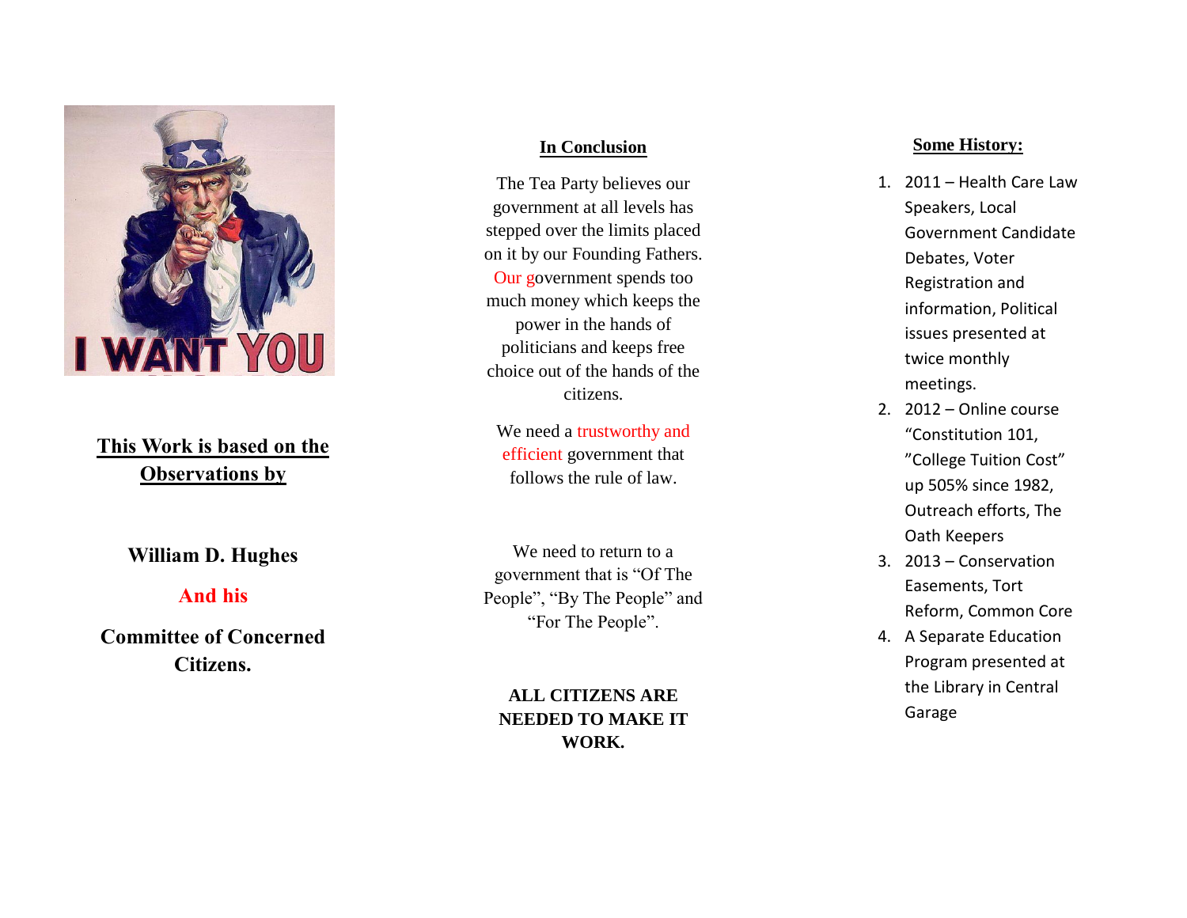I WANT YOU

**This Work is based on the Observations by**

**William D. Hughes**

**And his**

**Committee of Concerned Citizens.**

## In Conclusion

The Tea Party believes our government at all levels has stepped over the limits placed on it by our Founding Fathers. Our government spends too much money which keeps the power in the hands of politicians and keeps free choice out of the hands of the citizens.

We need a trustworthy and efficient government that follows the rule of law.

We need to return to a government that is "Of The People", "By The People" and "For The People".

**ALL CITIZENS ARE NEEDED TO MAKE IT WORK.**

## Some History:

1. 2011 – Health Care Law Speakers, Local Government Candidate Debates, Voter Registration and information, Political issues presented at twice monthly meetings.
2. 2012 – Online course "Constitution 101, "College Tuition Cost" up 505% since 1982, Outreach efforts, The Oath Keepers
3. 2013 – Conservation Easements, Tort Reform, Common Core
4. A Separate Education Program presented at the Library in Central Garage